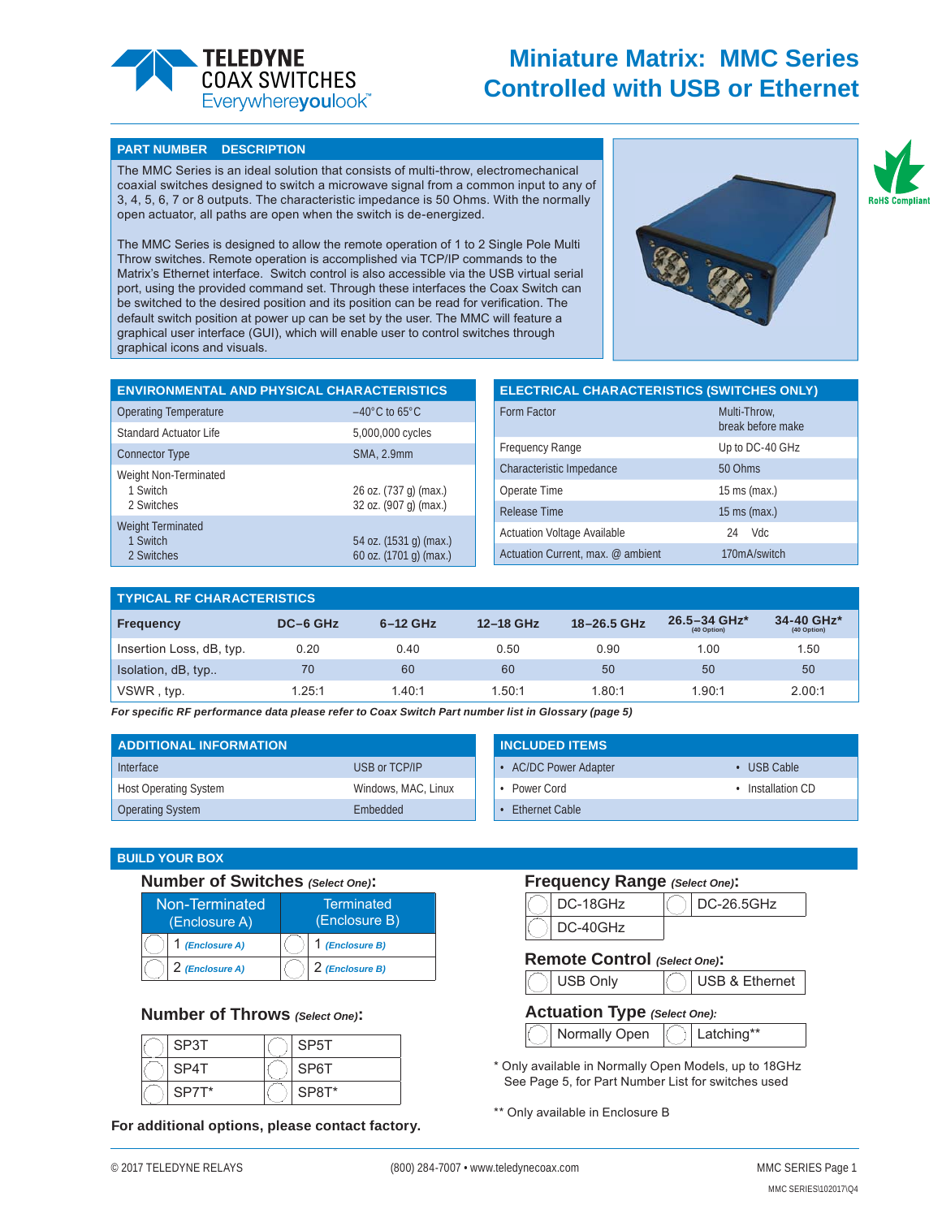# Miniature Matrix: MMC Series Controlled with USB or Ethernet

TELEDYNE COAX SWITCHES
Everywhereyoulook™

RoHS Compliant

## PART NUMBER DESCRIPTION

The MMC Series is an ideal solution that consists of multi-throw, electromechanical coaxial switches designed to switch a microwave signal from a common input to any of 3, 4, 5, 6, 7 or 8 outputs. The characteristic impedance is 50 Ohms. With the normally open actuator, all paths are open when the switch is de-energized.

The MMC Series is designed to allow the remote operation of 1 to 2 Single Pole Multi Throw switches. Remote operation is accomplished via TCP/IP commands to the Matrix's Ethernet interface. Switch control is also accessible via the USB virtual serial port, using the provided command set. Through these interfaces the Coax Switch can be switched to the desired position and its position can be read for verification. The default switch position at power up can be set by the user. The MMC will feature a graphical user interface (GUI), which will enable user to control switches through graphical icons and visuals.

## ENVIRONMENTAL AND PHYSICAL CHARACTERISTICS

| | |
|---|---|
| Operating Temperature | –40°C to 65°C |
| Standard Actuator Life | 5,000,000 cycles |
| Connector Type | SMA, 2.9mm |
| Weight Non-Terminated<br>1 Switch<br>2 Switches | <br>26 oz. (737 g) (max.)<br>32 oz. (907 g) (max.) |
| Weight Terminated<br>1 Switch<br>2 Switches | <br>54 oz. (1531 g) (max.)<br>60 oz. (1701 g) (max.) |

## ELECTRICAL CHARACTERISTICS (SWITCHES ONLY)

| | |
|---|---|
| Form Factor | Multi-Throw, break before make |
| Frequency Range | Up to DC-40 GHz |
| Characteristic Impedance | 50 Ohms |
| Operate Time | 15 ms (max.) |
| Release Time | 15 ms (max.) |
| Actuation Voltage Available | 24 Vdc |
| Actuation Current, max. @ ambient | 170mA/switch |

## TYPICAL RF CHARACTERISTICS

| Frequency | DC–6 GHz | 6–12 GHz | 12–18 GHz | 18–26.5 GHz | 26.5–34 GHz* (40 Option) | 34-40 GHz* (40 Option) |
|---|---|---|---|---|---|---|
| Insertion Loss, dB, typ. | 0.20 | 0.40 | 0.50 | 0.90 | 1.00 | 1.50 |
| Isolation, dB, typ.. | 70 | 60 | 60 | 50 | 50 | 50 |
| VSWR , typ. | 1.25:1 | 1.40:1 | 1.50:1 | 1.80:1 | 1.90:1 | 2.00:1 |

*For specific RF performance data please refer to Coax Switch Part number list in Glossary (page 5)*

## ADDITIONAL INFORMATION

| | |
|---|---|
| Interface | USB or TCP/IP |
| Host Operating System | Windows, MAC, Linux |
| Operating System | Embedded |

## INCLUDED ITEMS

- AC/DC Power Adapter
- Power Cord
- Ethernet Cable
- USB Cable
- Installation CD

## BUILD YOUR BOX

### Number of Switches *(Select One)*:

| Non-Terminated (Enclosure A) | Terminated (Enclosure B) |
|---|---|
| ◯ 1 *(Enclosure A)* | ◯ 1 *(Enclosure B)* |
| ◯ 2 *(Enclosure A)* | ◯ 2 *(Enclosure B)* |

### Number of Throws *(Select One)*:

| | |
|---|---|
| ◯ SP3T | ◯ SP5T |
| ◯ SP4T | ◯ SP6T |
| ◯ SP7T* | ◯ SP8T* |

**For additional options, please contact factory.**

### Frequency Range *(Select One)*:

| | |
|---|---|
| ◯ DC-18GHz | ◯ DC-26.5GHz |
| ◯ DC-40GHz | |

### Remote Control *(Select One)*:

| | |
|---|---|
| ◯ USB Only | ◯ USB & Ethernet |

### Actuation Type *(Select One)*:

| | |
|---|---|
| ◯ Normally Open | ◯ Latching** |

\* Only available in Normally Open Models, up to 18GHz
See Page 5, for Part Number List for switches used

** Only available in Enclosure B

© 2017 TELEDYNE RELAYS (800) 284-7007 • www.teledynecoax.com MMC SERIES Page 1
MMC SERIES\102017\Q4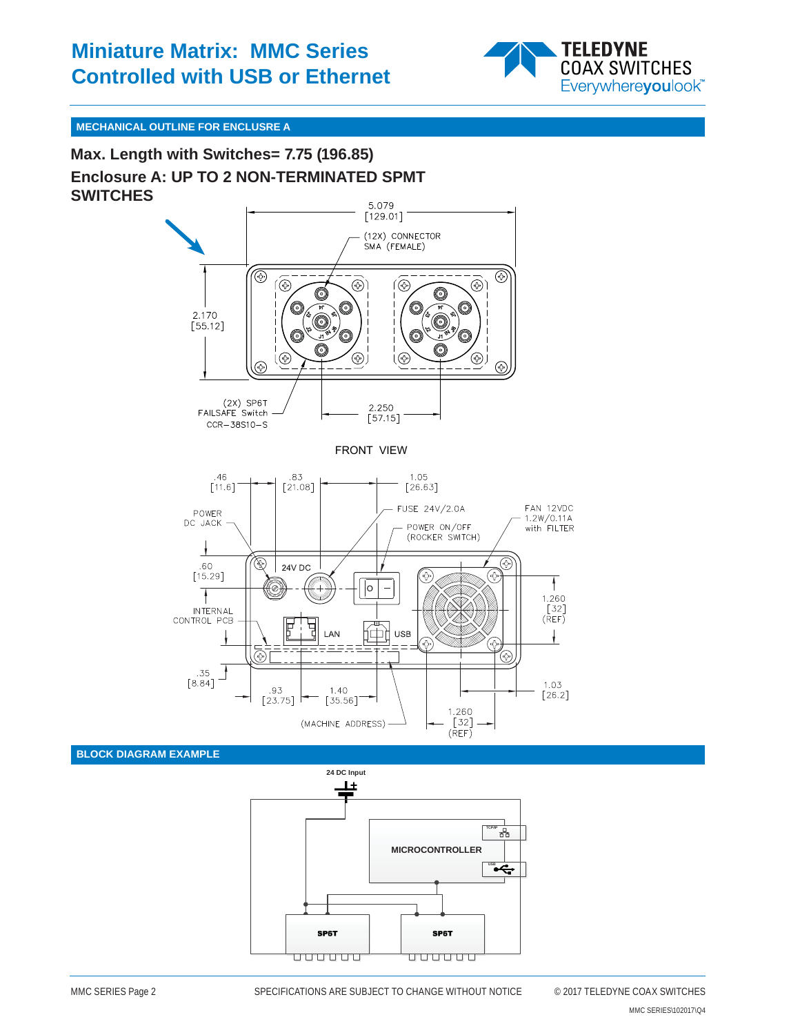# Miniature Matrix: MMC Series
# Controlled with USB or Ethernet

## MECHANICAL OUTLINE FOR ENCLUSRE A

### Max. Length with Switches= 7.75 (196.85)

### Enclosure A: UP TO 2 NON-TERMINATED SPMT SWITCHES

5.079 [129.01]

(12X) CONNECTOR SMA (FEMALE)

2.170 [55.12]

(2X) SP6T FAILSAFE Switch CCR−38S10−S

2.250 [57.15]

FRONT VIEW

.46 [11.6]

.83 [21.08]

1.05 [26.63]

POWER DC JACK

FUSE 24V/2.0A

POWER ON/OFF (ROCKER SWITCH)

FAN 12VDC 1.2W/0.11A with FILTER

.60 [15.29]

24V DC

INTERNAL CONTROL PCB

LAN

USB

1.260 [32] (REF)

.35 [8.84]

.93 [23.75]

1.40 [35.56]

1.03 [26.2]

(MACHINE ADDRESS)

1.260 [32] (REF)

## BLOCK DIAGRAM EXAMPLE

24 DC Input

MICROCONTROLLER

TCP/IP

USB

SP6T

SP6T

MMC SERIES Page 2 SPECIFICATIONS ARE SUBJECT TO CHANGE WITHOUT NOTICE © 2017 TELEDYNE COAX SWITCHES

MMC SERIES\102017\Q4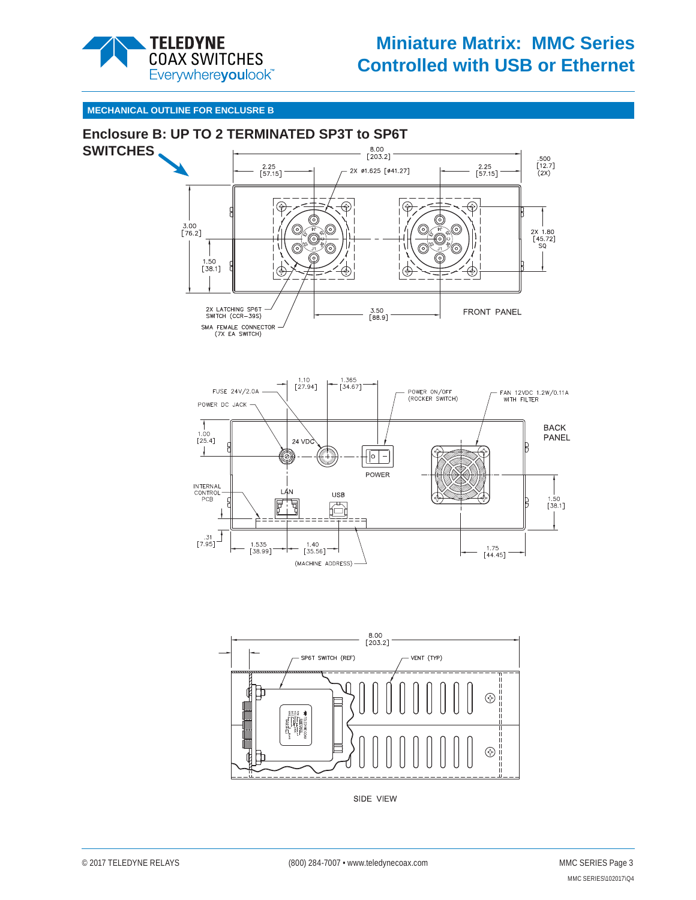## MECHANICAL OUTLINE FOR ENCLUSRE B

### Enclosure B: UP TO 2 TERMINATED SP3T to SP6T SWITCHES

8.00 [203.2]

2.25 [57.15]

2X ø1.625 [ø41.27]

2.25 [57.15]

.500 [12.7] (2X)

3.00 [76.2]

2X 1.80 [45.72] SQ

1.50 [38.1]

2X LATCHING SP6T SWITCH (CCR–39S)

SMA FEMALE CONNECTOR (7X EA SWITCH)

3.50 [88.9]

FRONT PANEL

1.10 [27.94]

1.365 [34.67]

FUSE 24V/2.0A

POWER DC JACK

POWER ON/OFF (ROCKER SWITCH)

FAN 12VDC 1.2W/0.11A WITH FILTER

BACK PANEL

1.00 [25.4]

24 VDC

POWER

INTERNAL CONTROL PCB

LAN

USB

1.50 [38.1]

.31 [7.95]

1.535 [38.99]

1.40 [35.56]

(MACHINE ADDRESS)

1.75 [44.45]

8.00 [203.2]

SP6T SWITCH (REF)

VENT (TYP)

SIDE VIEW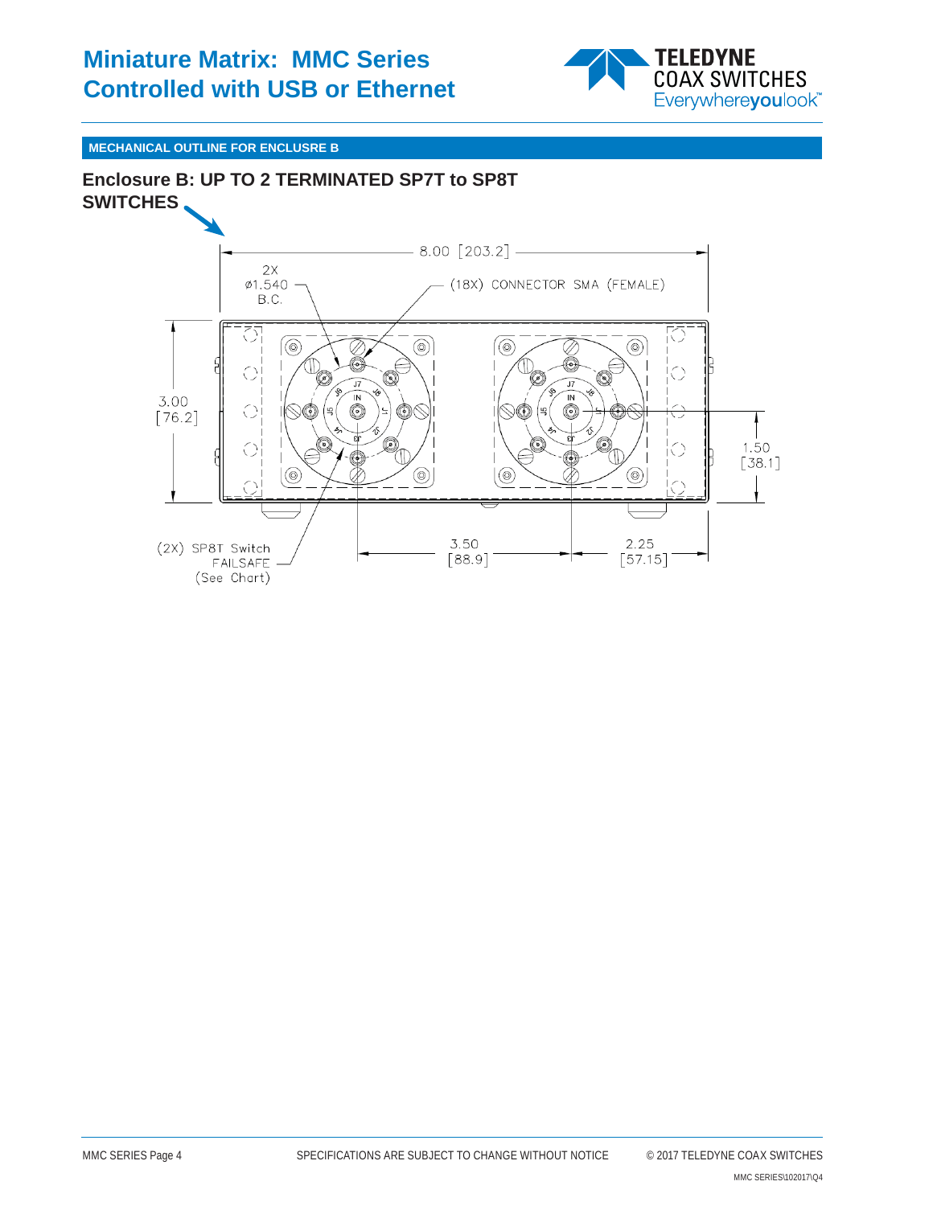## MECHANICAL OUTLINE FOR ENCLUSRE B

### Enclosure B: UP TO 2 TERMINATED SP7T to SP8T SWITCHES

8.00 [203.2]

2X ø1.540 B.C.

(18X) CONNECTOR SMA (FEMALE)

3.00 [76.2]

1.50 [38.1]

(2X) SP8T Switch FAILSAFE (See Chart)

3.50 [88.9]

2.25 [57.15]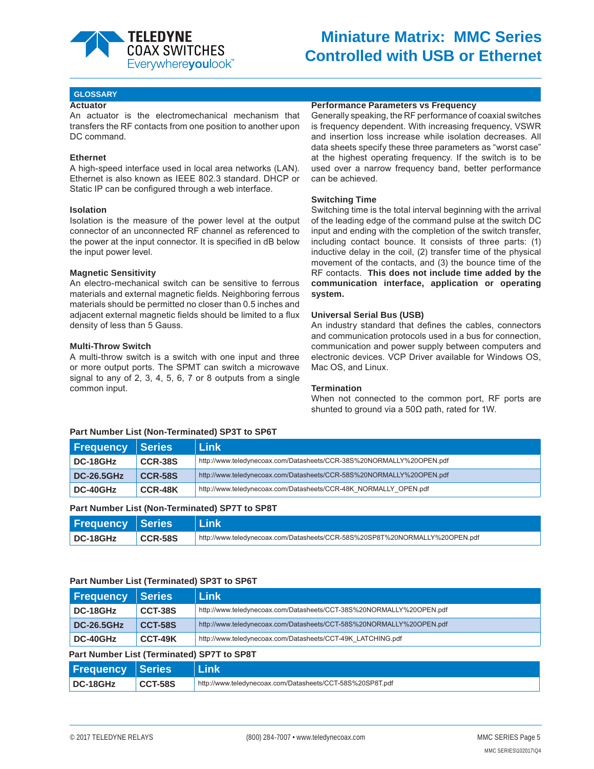## GLOSSARY

**Actuator**
An actuator is the electromechanical mechanism that transfers the RF contacts from one position to another upon DC command.

**Ethernet**
A high-speed interface used in local area networks (LAN). Ethernet is also known as IEEE 802.3 standard. DHCP or Static IP can be configured through a web interface.

**Isolation**
Isolation is the measure of the power level at the output connector of an unconnected RF channel as referenced to the power at the input connector. It is specified in dB below the input power level.

**Magnetic Sensitivity**
An electro-mechanical switch can be sensitive to ferrous materials and external magnetic fields. Neighboring ferrous materials should be permitted no closer than 0.5 inches and adjacent external magnetic fields should be limited to a flux density of less than 5 Gauss.

**Multi-Throw Switch**
A multi-throw switch is a switch with one input and three or more output ports. The SPMT can switch a microwave signal to any of 2, 3, 4, 5, 6, 7 or 8 outputs from a single common input.

**Performance Parameters vs Frequency**
Generally speaking, the RF performance of coaxial switches is frequency dependent. With increasing frequency, VSWR and insertion loss increase while isolation decreases. All data sheets specify these three parameters as "worst case" at the highest operating frequency. If the switch is to be used over a narrow frequency band, better performance can be achieved.

**Switching Time**
Switching time is the total interval beginning with the arrival of the leading edge of the command pulse at the switch DC input and ending with the completion of the switch transfer, including contact bounce. It consists of three parts: (1) inductive delay in the coil, (2) transfer time of the physical movement of the contacts, and (3) the bounce time of the RF contacts. **This does not include time added by the communication interface, application or operating system.**

**Universal Serial Bus (USB)**
An industry standard that defines the cables, connectors and communication protocols used in a bus for connection, communication and power supply between computers and electronic devices. VCP Driver available for Windows OS, Mac OS, and Linux.

**Termination**
When not connected to the common port, RF ports are shunted to ground via a 50Ω path, rated for 1W.

**Part Number List (Non-Terminated) SP3T to SP6T**

| Frequency | Series | Link |
|---|---|---|
| DC-18GHz | CCR-38S | http://www.teledynecoax.com/Datasheets/CCR-38S%20NORMALLY%20OPEN.pdf |
| DC-26.5GHz | CCR-58S | http://www.teledynecoax.com/Datasheets/CCR-58S%20NORMALLY%20OPEN.pdf |
| DC-40GHz | CCR-48K | http://www.teledynecoax.com/Datasheets/CCR-48K_NORMALLY_OPEN.pdf |

**Part Number List (Non-Terminated) SP7T to SP8T**

| Frequency | Series | Link |
|---|---|---|
| DC-18GHz | CCR-58S | http://www.teledynecoax.com/Datasheets/CCR-58S%20SP8T%20NORMALLY%20OPEN.pdf |

**Part Number List (Terminated) SP3T to SP6T**

| Frequency | Series | Link |
|---|---|---|
| DC-18GHz | CCT-38S | http://www.teledynecoax.com/Datasheets/CCT-38S%20NORMALLY%20OPEN.pdf |
| DC-26.5GHz | CCT-58S | http://www.teledynecoax.com/Datasheets/CCT-58S%20NORMALLY%20OPEN.pdf |
| DC-40GHz | CCT-49K | http://www.teledynecoax.com/Datasheets/CCT-49K_LATCHING.pdf |

**Part Number List (Terminated) SP7T to SP8T**

| Frequency | Series | Link |
|---|---|---|
| DC-18GHz | CCT-58S | http://www.teledynecoax.com/Datasheets/CCT-58S%20SP8T.pdf |